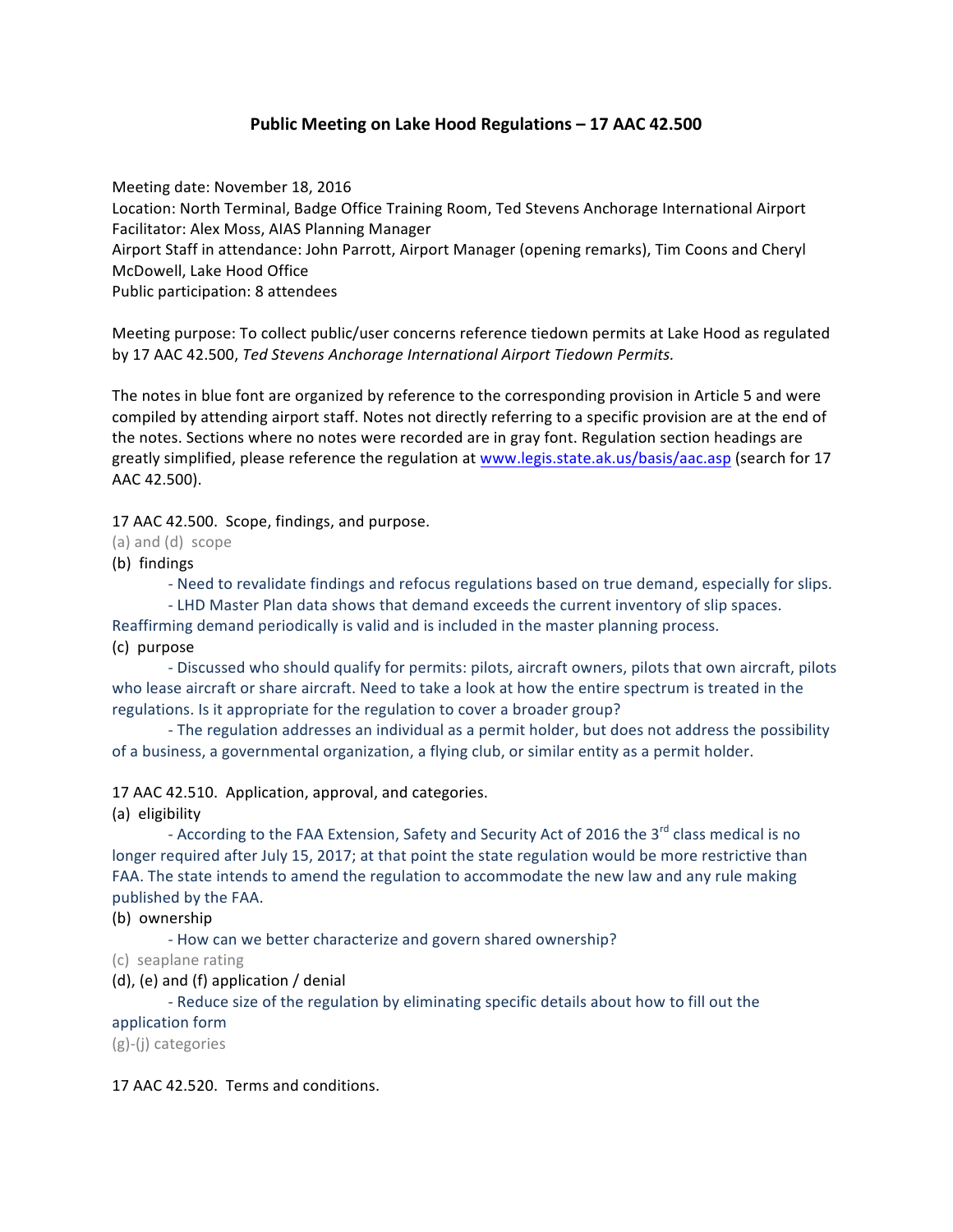# Public Meeting on Lake Hood Regulations – 17 AAC 42.500

Meeting date: November 18, 2016
Location: North Terminal, Badge Office Training Room, Ted Stevens Anchorage International Airport
Facilitator: Alex Moss, AIAS Planning Manager
Airport Staff in attendance: John Parrott, Airport Manager (opening remarks), Tim Coons and Cheryl McDowell, Lake Hood Office
Public participation: 8 attendees

Meeting purpose: To collect public/user concerns reference tiedown permits at Lake Hood as regulated by 17 AAC 42.500, *Ted Stevens Anchorage International Airport Tiedown Permits.*

The notes in blue font are organized by reference to the corresponding provision in Article 5 and were compiled by attending airport staff. Notes not directly referring to a specific provision are at the end of the notes. Sections where no notes were recorded are in gray font. Regulation section headings are greatly simplified, please reference the regulation at www.legis.state.ak.us/basis/aac.asp (search for 17 AAC 42.500).

17 AAC 42.500. Scope, findings, and purpose.

(a) and (d) scope

(b) findings

- Need to revalidate findings and refocus regulations based on true demand, especially for slips.
- LHD Master Plan data shows that demand exceeds the current inventory of slip spaces. Reaffirming demand periodically is valid and is included in the master planning process.

(c) purpose

- Discussed who should qualify for permits: pilots, aircraft owners, pilots that own aircraft, pilots who lease aircraft or share aircraft. Need to take a look at how the entire spectrum is treated in the regulations. Is it appropriate for the regulation to cover a broader group?
- The regulation addresses an individual as a permit holder, but does not address the possibility of a business, a governmental organization, a flying club, or similar entity as a permit holder.

17 AAC 42.510. Application, approval, and categories.

(a) eligibility

- According to the FAA Extension, Safety and Security Act of 2016 the 3rd class medical is no longer required after July 15, 2017; at that point the state regulation would be more restrictive than FAA. The state intends to amend the regulation to accommodate the new law and any rule making published by the FAA.

(b) ownership

- How can we better characterize and govern shared ownership?

(c) seaplane rating

(d), (e) and (f) application / denial

- Reduce size of the regulation by eliminating specific details about how to fill out the application form

(g)-(j) categories

17 AAC 42.520. Terms and conditions.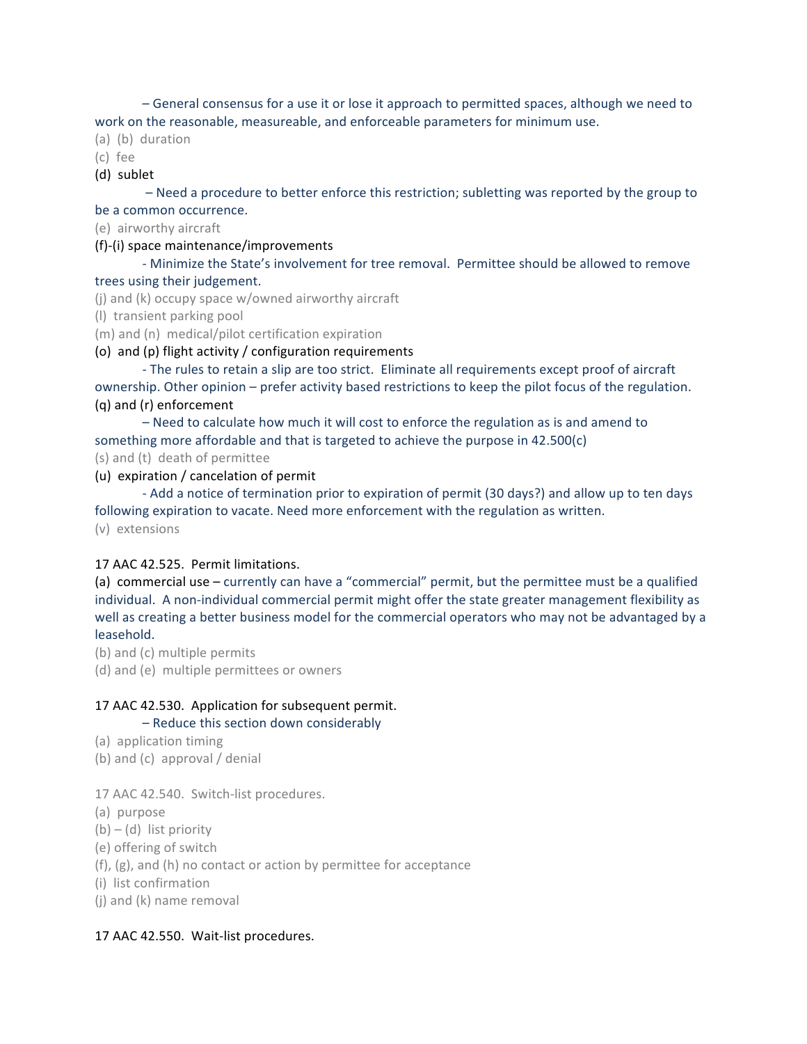– General consensus for a use it or lose it approach to permitted spaces, although we need to work on the reasonable, measureable, and enforceable parameters for minimum use.

(a) (b) duration

(c) fee

(d) sublet

– Need a procedure to better enforce this restriction; subletting was reported by the group to be a common occurrence.

(e) airworthy aircraft

(f)-(i) space maintenance/improvements

- Minimize the State's involvement for tree removal. Permittee should be allowed to remove trees using their judgement.

(j) and (k) occupy space w/owned airworthy aircraft

(l) transient parking pool

(m) and (n) medical/pilot certification expiration

(o) and (p) flight activity / configuration requirements

- The rules to retain a slip are too strict. Eliminate all requirements except proof of aircraft ownership. Other opinion – prefer activity based restrictions to keep the pilot focus of the regulation.

(q) and (r) enforcement

– Need to calculate how much it will cost to enforce the regulation as is and amend to something more affordable and that is targeted to achieve the purpose in 42.500(c)

(s) and (t) death of permittee

(u) expiration / cancelation of permit

- Add a notice of termination prior to expiration of permit (30 days?) and allow up to ten days following expiration to vacate. Need more enforcement with the regulation as written.

(v) extensions

17 AAC 42.525. Permit limitations.

(a) commercial use – currently can have a "commercial" permit, but the permittee must be a qualified individual. A non-individual commercial permit might offer the state greater management flexibility as well as creating a better business model for the commercial operators who may not be advantaged by a leasehold.

(b) and (c) multiple permits

(d) and (e) multiple permittees or owners

17 AAC 42.530. Application for subsequent permit.

– Reduce this section down considerably

(a) application timing

(b) and (c) approval / denial

17 AAC 42.540. Switch-list procedures.

(a) purpose

(b) – (d) list priority

(e) offering of switch

(f), (g), and (h) no contact or action by permittee for acceptance

(i) list confirmation

(j) and (k) name removal

17 AAC 42.550. Wait-list procedures.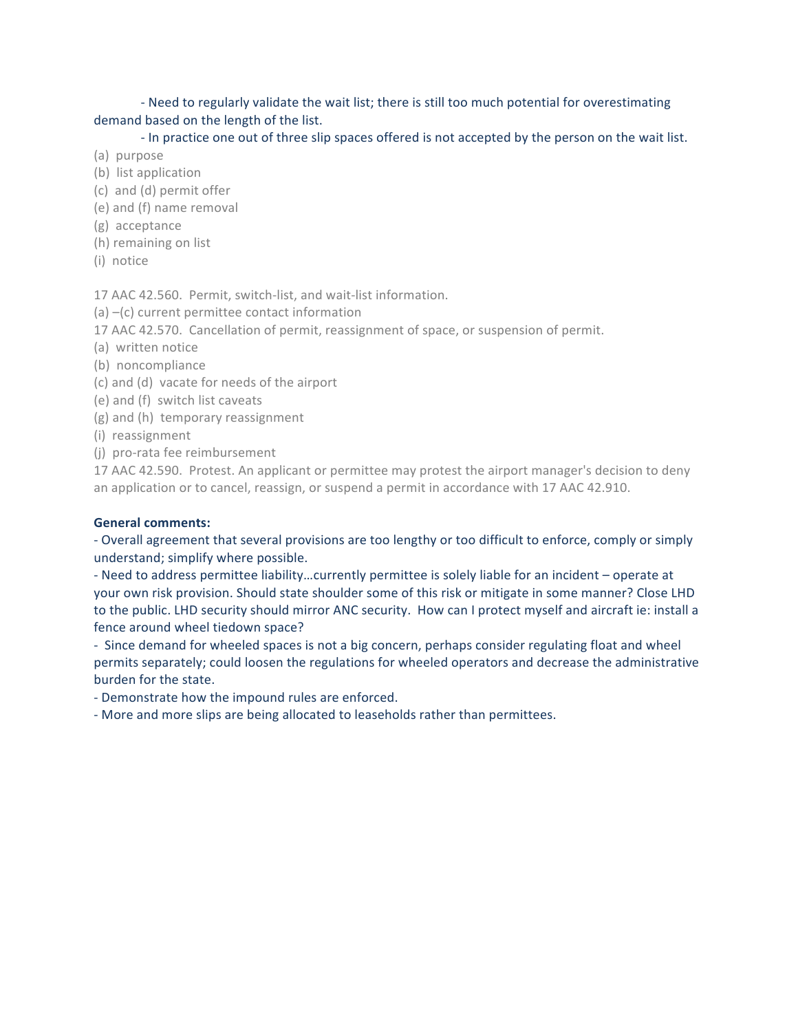- Need to regularly validate the wait list; there is still too much potential for overestimating demand based on the length of the list.

- In practice one out of three slip spaces offered is not accepted by the person on the wait list.

(a) purpose
(b) list application
(c) and (d) permit offer
(e) and (f) name removal
(g) acceptance
(h) remaining on list
(i) notice

17 AAC 42.560. Permit, switch-list, and wait-list information.
(a) –(c) current permittee contact information

17 AAC 42.570. Cancellation of permit, reassignment of space, or suspension of permit.
(a) written notice
(b) noncompliance
(c) and (d) vacate for needs of the airport
(e) and (f) switch list caveats
(g) and (h) temporary reassignment
(i) reassignment
(j) pro-rata fee reimbursement

17 AAC 42.590. Protest. An applicant or permittee may protest the airport manager's decision to deny an application or to cancel, reassign, or suspend a permit in accordance with 17 AAC 42.910.

**General comments:**

- Overall agreement that several provisions are too lengthy or too difficult to enforce, comply or simply understand; simplify where possible.
- Need to address permittee liability…currently permittee is solely liable for an incident – operate at your own risk provision. Should state shoulder some of this risk or mitigate in some manner? Close LHD to the public. LHD security should mirror ANC security. How can I protect myself and aircraft ie: install a fence around wheel tiedown space?
- Since demand for wheeled spaces is not a big concern, perhaps consider regulating float and wheel permits separately; could loosen the regulations for wheeled operators and decrease the administrative burden for the state.
- Demonstrate how the impound rules are enforced.
- More and more slips are being allocated to leaseholds rather than permittees.